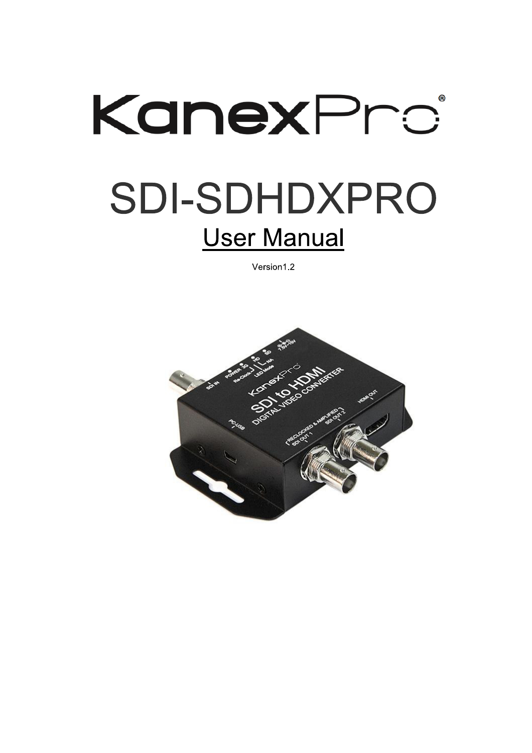# KanexPro®

# SDI-SDHDXPRO

## User Manual

Version1.2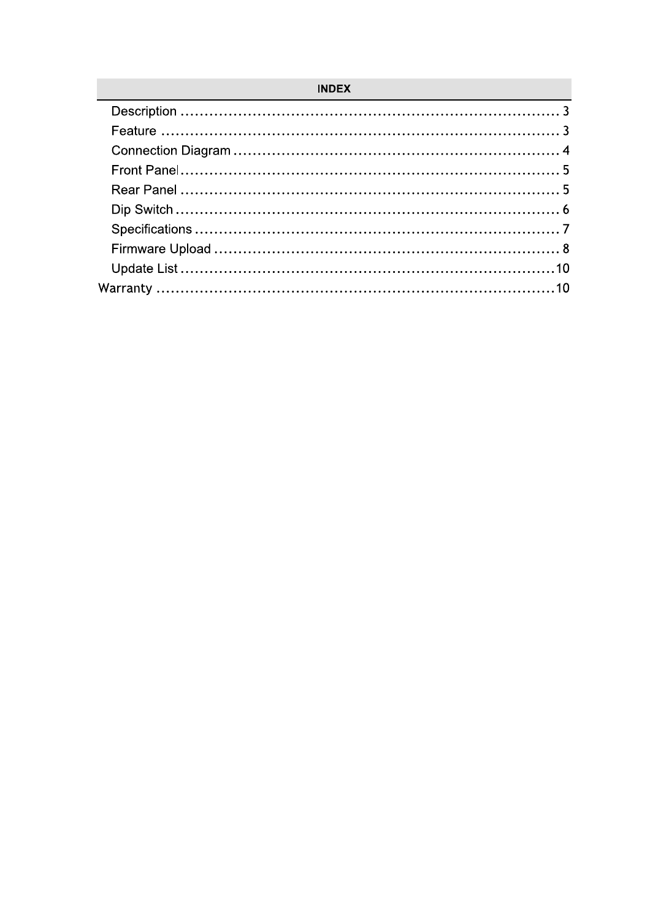## INDEX

- Description ........................................................................ 3
- Feature ............................................................................ 3
- Connection Diagram .......................................................... 4
- Front Panel ........................................................................ 5
- Rear Panel ......................................................................... 5
- Dip Switch ......................................................................... 6
- Specifications .................................................................... 7
- Firmware Upload ................................................................ 8
- Update List ...................................................................... 10

Warranty ............................................................................. 10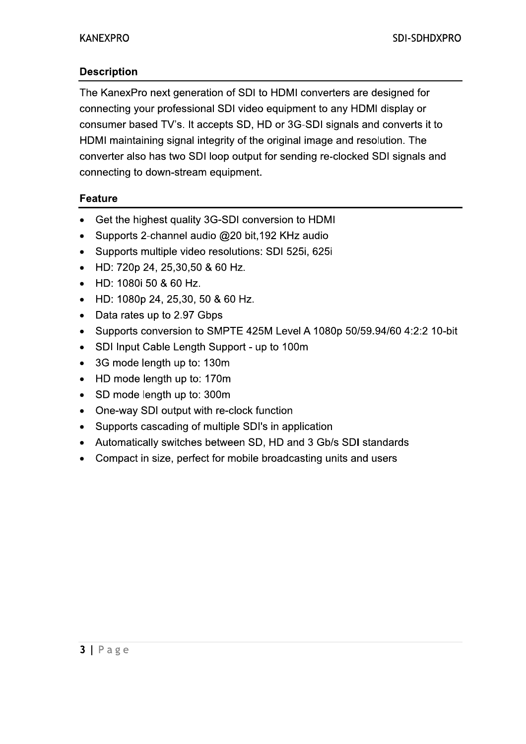## Description

The KanexPro next generation of SDI to HDMI converters are designed for connecting your professional SDI video equipment to any HDMI display or consumer based TV's. It accepts SD, HD or 3G-SDI signals and converts it to HDMI maintaining signal integrity of the original image and resolution. The converter also has two SDI loop output for sending re-clocked SDI signals and connecting to down-stream equipment.

## Feature

- Get the highest quality 3G-SDI conversion to HDMI
- Supports 2-channel audio @20 bit,192 KHz audio
- Supports multiple video resolutions: SDI 525i, 625i
- HD: 720p 24, 25,30,50 & 60 Hz.
- HD: 1080i 50 & 60 Hz.
- HD: 1080p 24, 25,30, 50 & 60 Hz.
- Data rates up to 2.97 Gbps
- Supports conversion to SMPTE 425M Level A 1080p 50/59.94/60 4:2:2 10-bit
- SDI Input Cable Length Support - up to 100m
- 3G mode length up to: 130m
- HD mode length up to: 170m
- SD mode length up to: 300m
- One-way SDI output with re-clock function
- Supports cascading of multiple SDI's in application
- Automatically switches between SD, HD and 3 Gb/s SDI standards
- Compact in size, perfect for mobile broadcasting units and users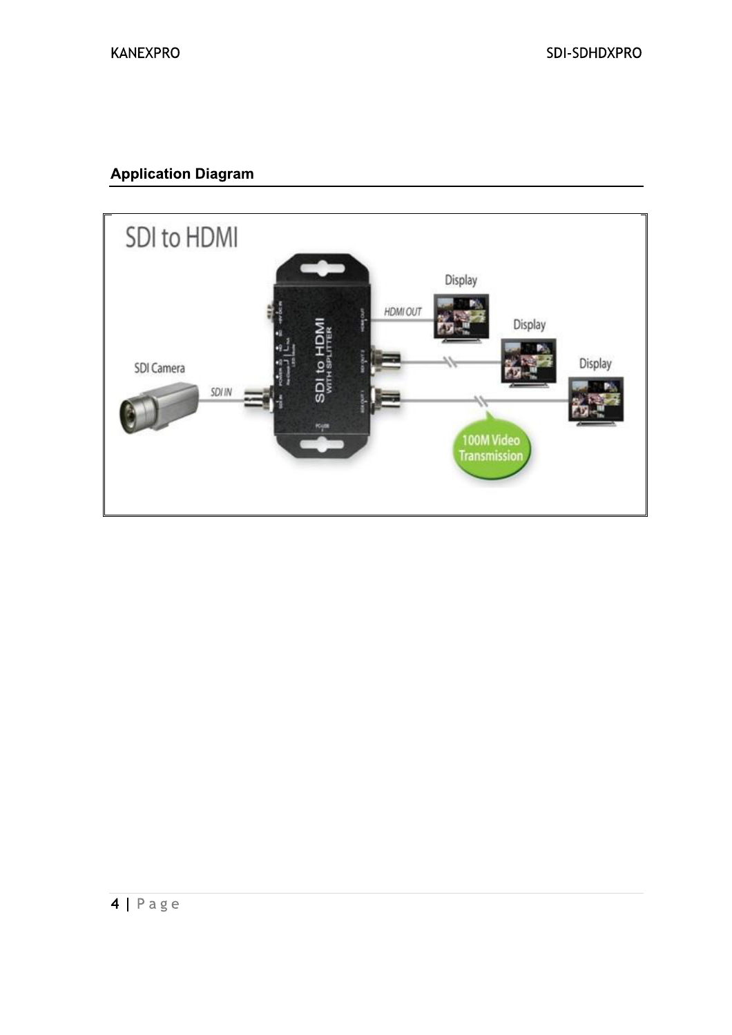## Application Diagram

SDI to HDMI

SDI Camera

SDI IN

HDMI OUT

Display

Display

Display

100M Video Transmission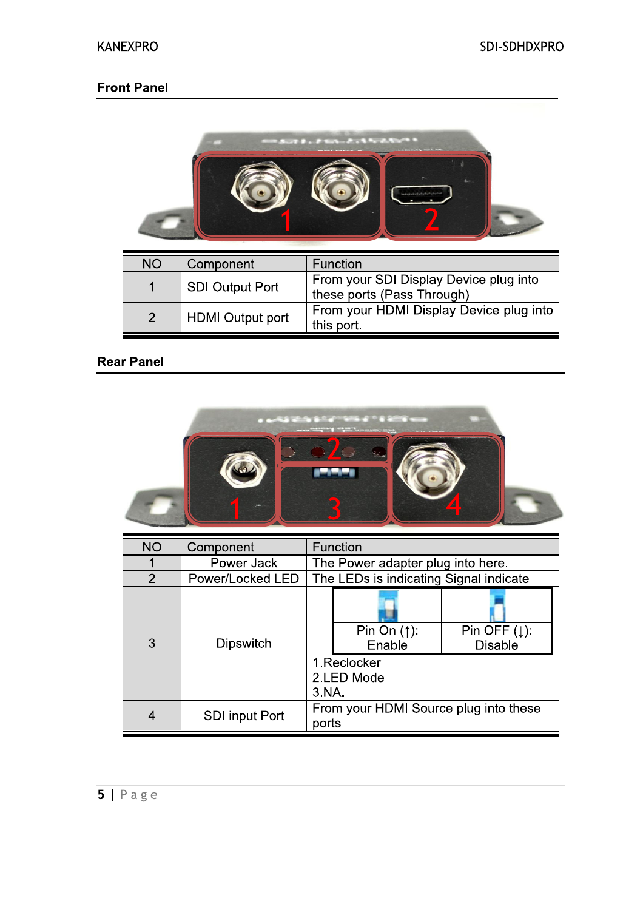## Front Panel

| NO | Component | Function |
|---|---|---|
| 1 | SDI Output Port | From your SDI Display Device plug into these ports (Pass Through) |
| 2 | HDMI Output port | From your HDMI Display Device plug into this port. |

## Rear Panel

| NO | Component | Function |
|---|---|---|
| 1 | Power Jack | The Power adapter plug into here. |
| 2 | Power/Locked LED | The LEDs is indicating Signal indicate |
| 3 | Dipswitch | Pin On (↑): Enable / Pin OFF (↓): Disable<br>1.Reclocker<br>2.LED Mode<br>3.NA. |
| 4 | SDI input Port | From your HDMI Source plug into these ports |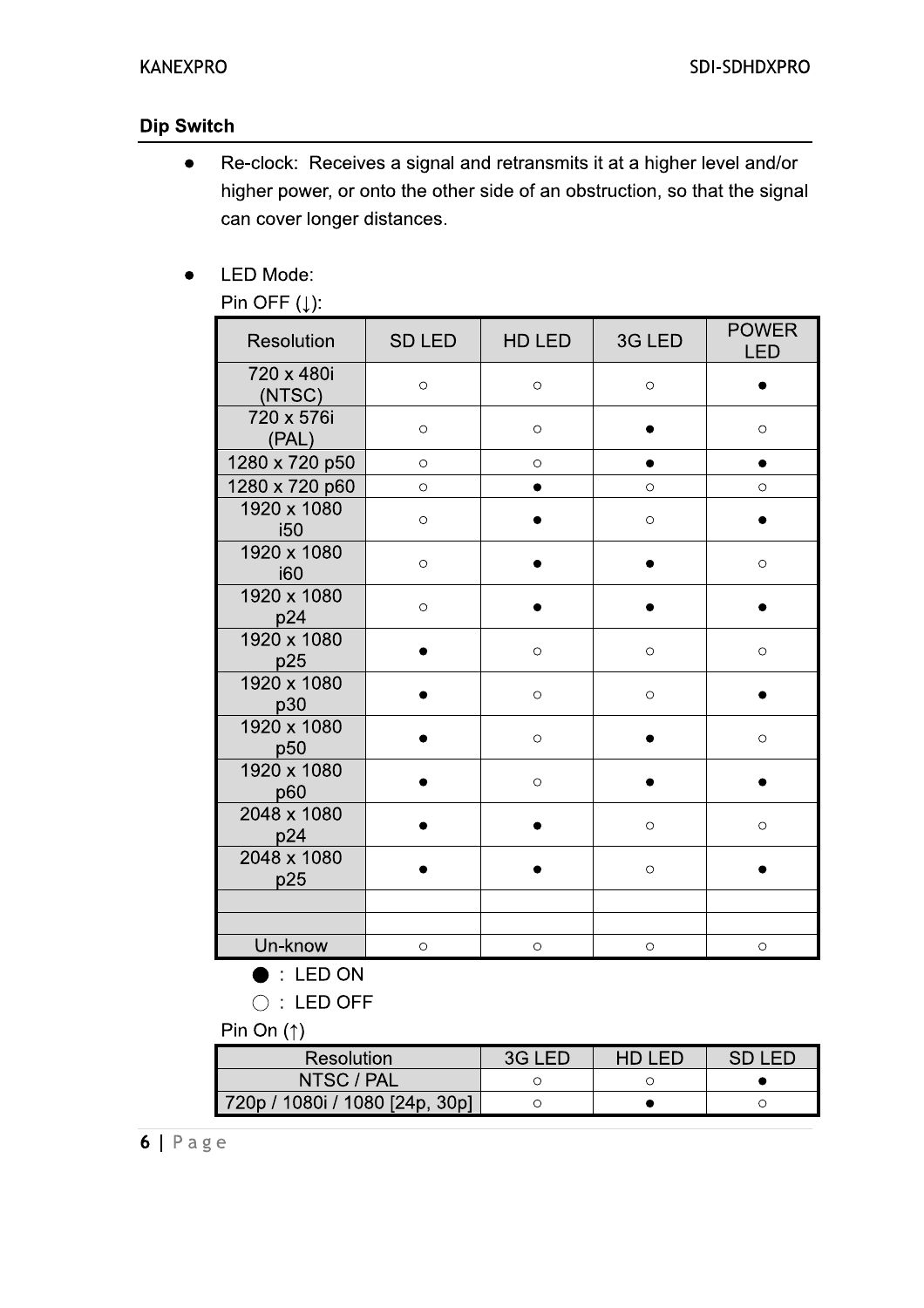## Dip Switch

- Re-clock: Receives a signal and retransmits it at a higher level and/or higher power, or onto the other side of an obstruction, so that the signal can cover longer distances.

- LED Mode:

Pin OFF (↓):

| Resolution | SD LED | HD LED | 3G LED | POWER LED |
|---|---|---|---|---|
| 720 x 480i (NTSC) | ○ | ○ | ○ | ● |
| 720 x 576i (PAL) | ○ | ○ | ● | ○ |
| 1280 x 720 p50 | ○ | ○ | ● | ● |
| 1280 x 720 p60 | ○ | ● | ○ | ○ |
| 1920 x 1080 i50 | ○ | ● | ○ | ● |
| 1920 x 1080 i60 | ○ | ● | ● | ○ |
| 1920 x 1080 p24 | ○ | ● | ● | ● |
| 1920 x 1080 p25 | ● | ○ | ○ | ○ |
| 1920 x 1080 p30 | ● | ○ | ○ | ● |
| 1920 x 1080 p50 | ● | ○ | ● | ○ |
| 1920 x 1080 p60 | ● | ○ | ● | ● |
| 2048 x 1080 p24 | ● | ● | ○ | ○ |
| 2048 x 1080 p25 | ● | ● | ○ | ● |
| | | | | |
| | | | | |
| Un-know | ○ | ○ | ○ | ○ |

● : LED ON

○ : LED OFF

Pin On (↑)

| Resolution | 3G LED | HD LED | SD LED |
|---|---|---|---|
| NTSC / PAL | ○ | ○ | ● |
| 720p / 1080i / 1080 [24p, 30p] | ○ | ● | ○ |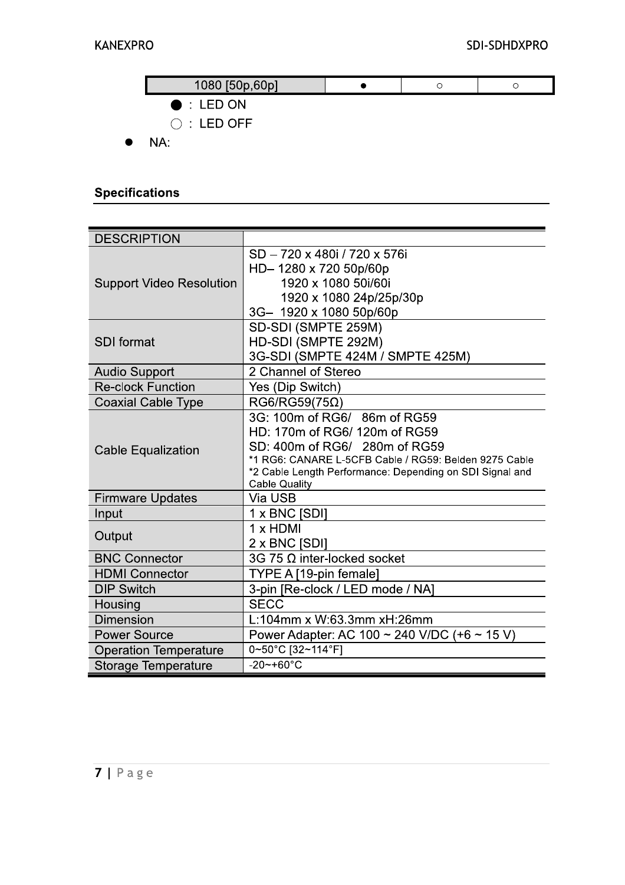| | | | |
|---|---|---|---|
| 1080 [50p,60p] | ● | ○ | ○ |

● : LED ON

○ : LED OFF

- NA:

## Specifications

| DESCRIPTION | |
|---|---|
| Support Video Resolution | SD – 720 x 480i / 720 x 576i<br>HD– 1280 x 720 50p/60p<br>1920 x 1080 50i/60i<br>1920 x 1080 24p/25p/30p<br>3G– 1920 x 1080 50p/60p |
| SDI format | SD-SDI (SMPTE 259M)<br>HD-SDI (SMPTE 292M)<br>3G-SDI (SMPTE 424M / SMPTE 425M) |
| Audio Support | 2 Channel of Stereo |
| Re-clock Function | Yes (Dip Switch) |
| Coaxial Cable Type | RG6/RG59(75Ω) |
| Cable Equalization | 3G: 100m of RG6/ 86m of RG59<br>HD: 170m of RG6/ 120m of RG59<br>SD: 400m of RG6/ 280m of RG59<br>*1 RG6: CANARE L-5CFB Cable / RG59: Belden 9275 Cable<br>*2 Cable Length Performance: Depending on SDI Signal and Cable Quality |
| Firmware Updates | Via USB |
| Input | 1 x BNC [SDI] |
| Output | 1 x HDMI<br>2 x BNC [SDI] |
| BNC Connector | 3G 75 Ω inter-locked socket |
| HDMI Connector | TYPE A [19-pin female] |
| DIP Switch | 3-pin [Re-clock / LED mode / NA] |
| Housing | SECC |
| Dimension | L:104mm x W:63.3mm xH:26mm |
| Power Source | Power Adapter: AC 100 ~ 240 V/DC (+6 ~ 15 V) |
| Operation Temperature | 0~50°C [32~114°F] |
| Storage Temperature | -20~+60°C |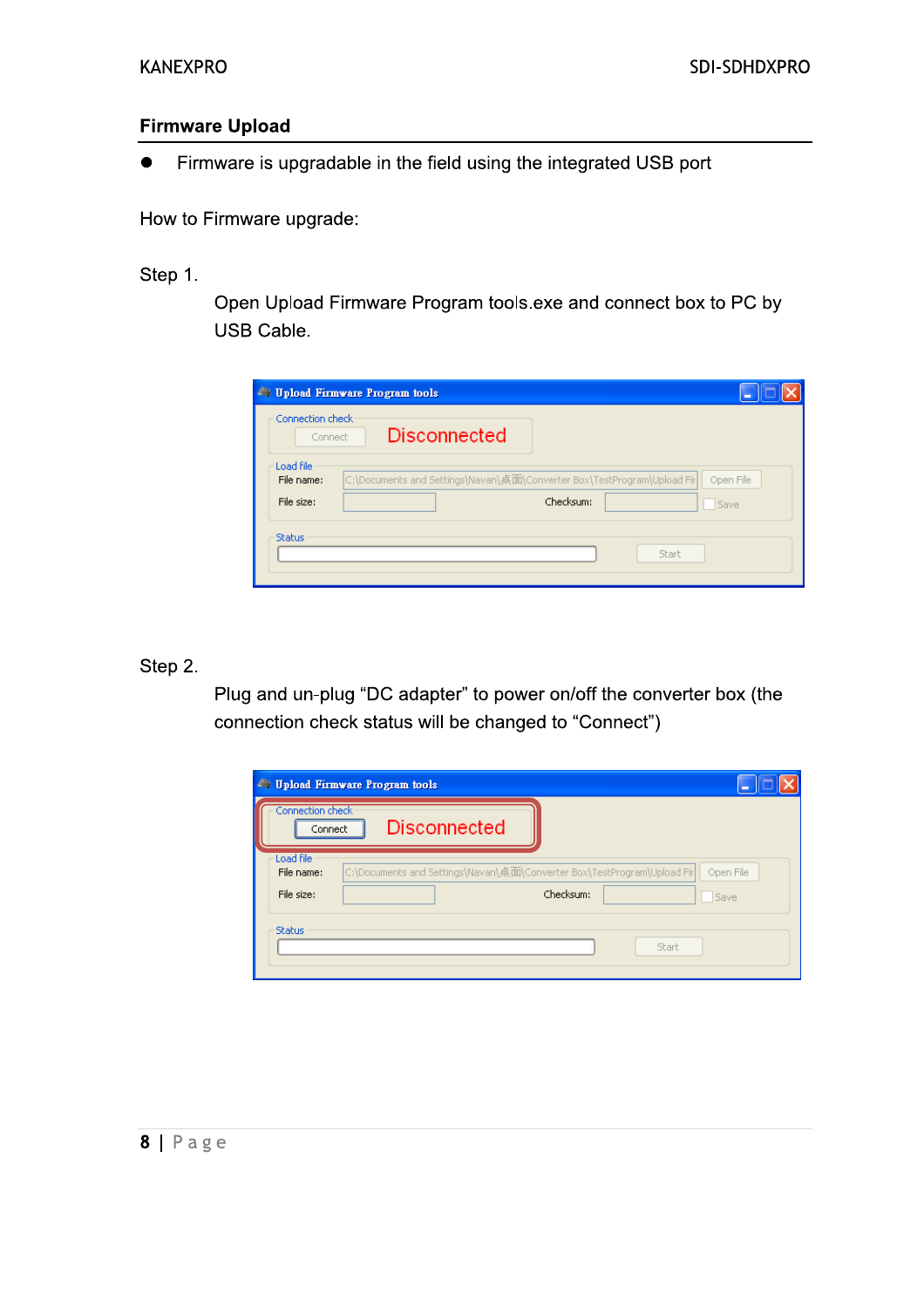## Firmware Upload

- Firmware is upgradable in the field using the integrated USB port

How to Firmware upgrade:

Step 1.

Open Upload Firmware Program tools.exe and connect box to PC by USB Cable.

Step 2.

Plug and un-plug "DC adapter" to power on/off the converter box (the connection check status will be changed to "Connect")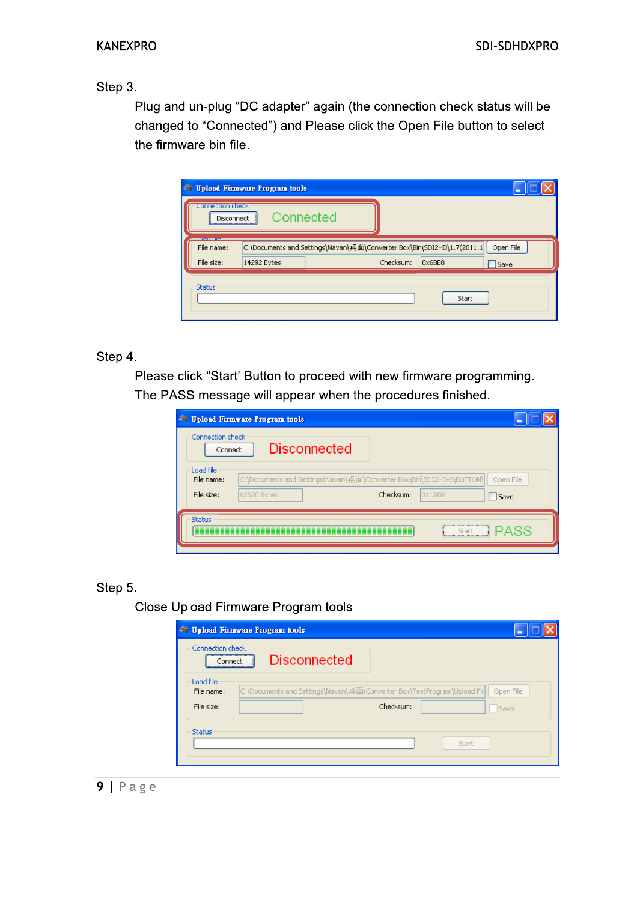Step 3.

Plug and un-plug “DC adapter” again (the connection check status will be changed to “Connected”) and Please click the Open File button to select the firmware bin file.

Step 4.

Please click “Start’ Button to proceed with new firmware programming. The PASS message will appear when the procedures finished.

Step 5.

Close Upload Firmware Program tools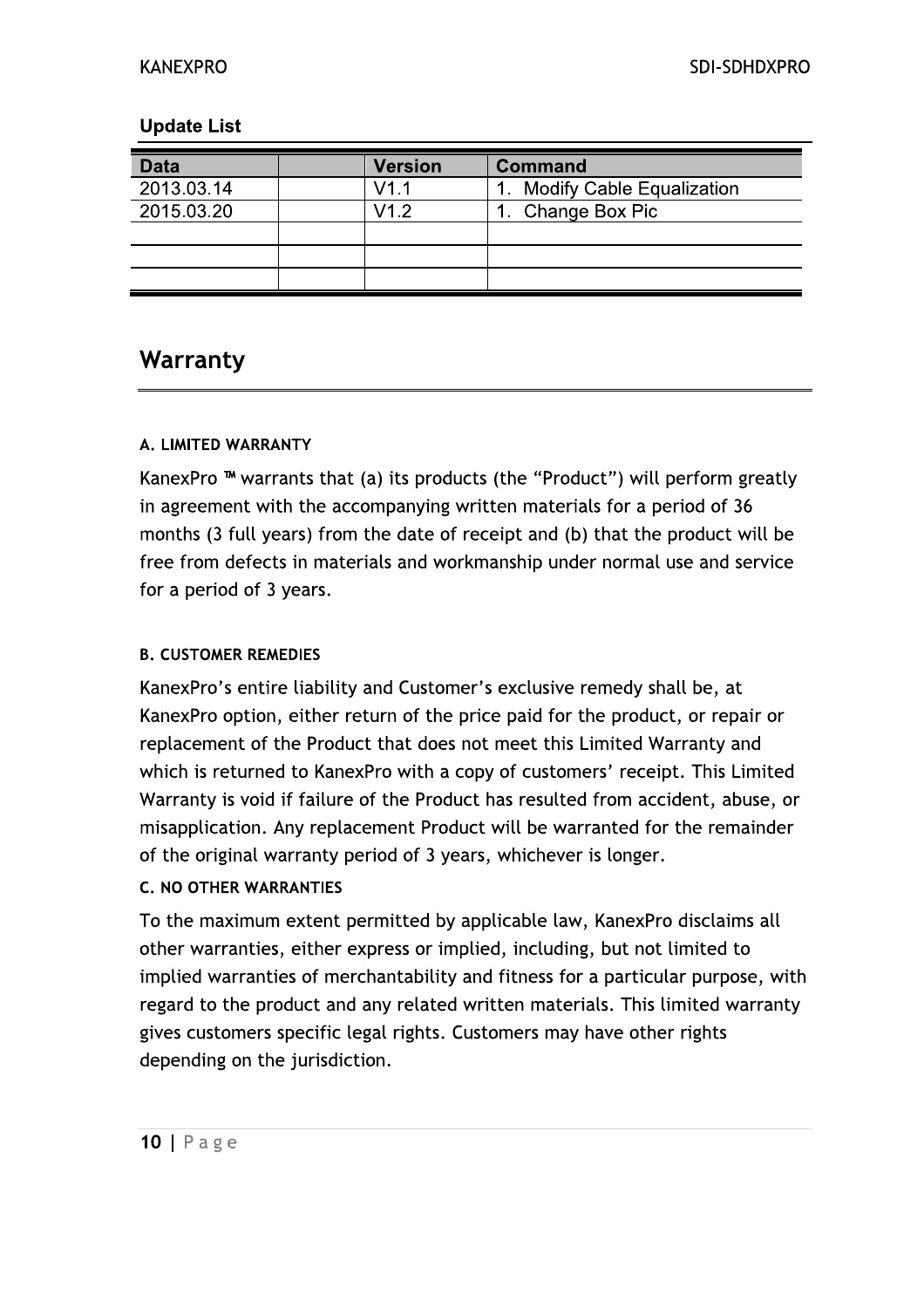**Update List**

| Data | | Version | Command |
|---|---|---|---|
| 2013.03.14 | | V1.1 | 1. Modify Cable Equalization |
| 2015.03.20 | | V1.2 | 1. Change Box Pic |
| | | | |
| | | | |
| | | | |

## Warranty

**A. LIMITED WARRANTY**

KanexPro ™ warrants that (a) its products (the "Product") will perform greatly in agreement with the accompanying written materials for a period of 36 months (3 full years) from the date of receipt and (b) that the product will be free from defects in materials and workmanship under normal use and service for a period of 3 years.

**B. CUSTOMER REMEDIES**

KanexPro's entire liability and Customer's exclusive remedy shall be, at KanexPro option, either return of the price paid for the product, or repair or replacement of the Product that does not meet this Limited Warranty and which is returned to KanexPro with a copy of customers' receipt. This Limited Warranty is void if failure of the Product has resulted from accident, abuse, or misapplication. Any replacement Product will be warranted for the remainder of the original warranty period of 3 years, whichever is longer.

**C. NO OTHER WARRANTIES**

To the maximum extent permitted by applicable law, KanexPro disclaims all other warranties, either express or implied, including, but not limited to implied warranties of merchantability and fitness for a particular purpose, with regard to the product and any related written materials. This limited warranty gives customers specific legal rights. Customers may have other rights depending on the jurisdiction.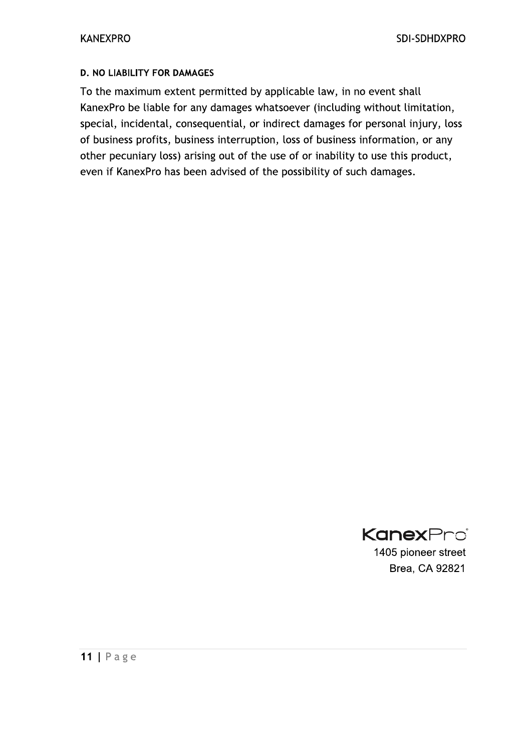### D. NO LIABILITY FOR DAMAGES

To the maximum extent permitted by applicable law, in no event shall KanexPro be liable for any damages whatsoever (including without limitation, special, incidental, consequential, or indirect damages for personal injury, loss of business profits, business interruption, loss of business information, or any other pecuniary loss) arising out of the use of or inability to use this product, even if KanexPro has been advised of the possibility of such damages.

KanexPro
1405 pioneer street
Brea, CA 92821